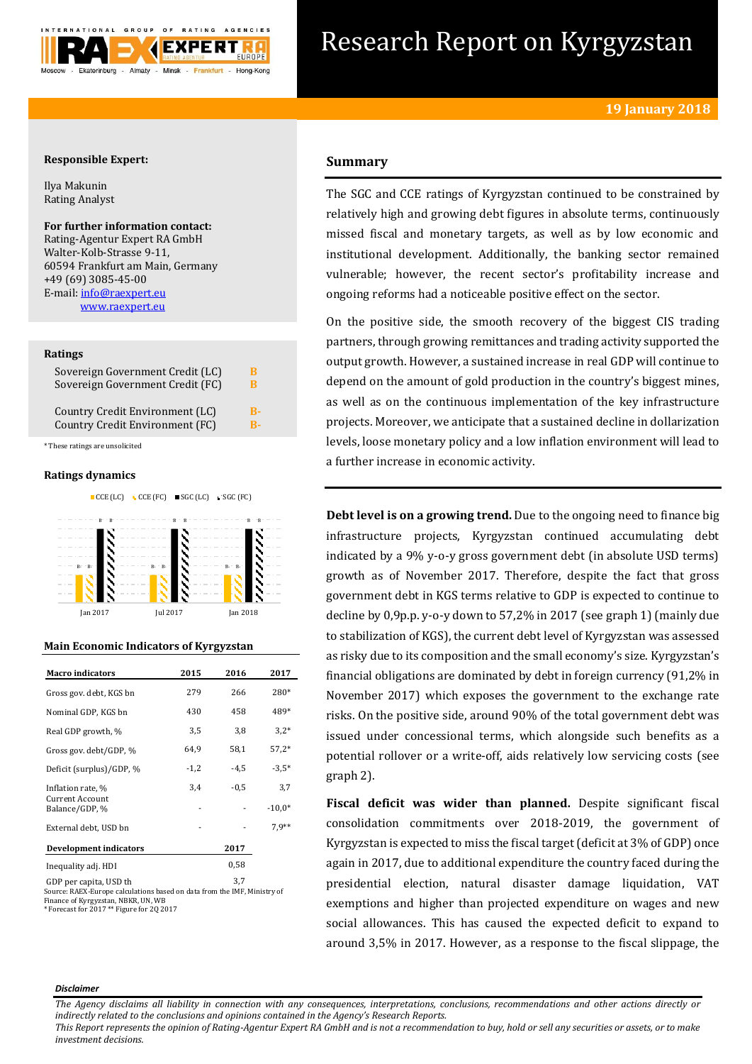# Research Report on Kyrgyzstan

**19 January 2018**

**Responsible Expert:**

Ilya Makunin
Rating Analyst

**For further information contact:**
Rating-Agentur Expert RA GmbH
Walter-Kolb-Strasse 9-11,
60594 Frankfurt am Main, Germany
+49 (69) 3085-45-00
E-mail: info@raexpert.eu
www.raexpert.eu

**Ratings**

| | |
|---|---|
| Sovereign Government Credit (LC) | B |
| Sovereign Government Credit (FC) | B |
| Country Credit Environment (LC) | B- |
| Country Credit Environment (FC) | B- |

*These ratings are unsolicited

**Ratings dynamics**

CCE (LC), CCE (FC), SGC (LC), SGC (FC)

| | CCE (LC) | CCE (FC) | SGC (LC) | SGC (FC) |
|---|---|---|---|---|
| Jan 2017 | B- | B- | B | B |
| Jul 2017 | B- | B- | B | B |
| Jan 2018 | B- | B- | B | B |

**Main Economic Indicators of Kyrgyzstan**

| Macro indicators | 2015 | 2016 | 2017 |
|---|---|---|---|
| Gross gov. debt, KGS bn | 279 | 266 | 280* |
| Nominal GDP, KGS bn | 430 | 458 | 489* |
| Real GDP growth, % | 3,5 | 3,8 | 3,2* |
| Gross gov. debt/GDP, % | 64,9 | 58,1 | 57,2* |
| Deficit (surplus)/GDP, % | -1,2 | -4,5 | -3,5* |
| Inflation rate, % | 3,4 | -0,5 | 3,7 |
| Current Account Balance/GDP, % | - | - | -10,0* |
| External debt, USD bn | - | - | 7,9** |
| **Development indicators** | | | **2017** |
| Inequality adj. HDI | | | 0,58 |
| GDP per capita, USD th | | | 3,7 |

Source: RAEX-Europe calculations based on data from the IMF, Ministry of Finance of Kyrgyzstan, NBKR, UN, WB
* Forecast for 2017 ** Figure for 2Q 2017

## Summary

The SGC and CCE ratings of Kyrgyzstan continued to be constrained by relatively high and growing debt figures in absolute terms, continuously missed fiscal and monetary targets, as well as by low economic and institutional development. Additionally, the banking sector remained vulnerable; however, the recent sector's profitability increase and ongoing reforms had a noticeable positive effect on the sector.

On the positive side, the smooth recovery of the biggest CIS trading partners, through growing remittances and trading activity supported the output growth. However, a sustained increase in real GDP will continue to depend on the amount of gold production in the country's biggest mines, as well as on the continuous implementation of the key infrastructure projects. Moreover, we anticipate that a sustained decline in dollarization levels, loose monetary policy and a low inflation environment will lead to a further increase in economic activity.

**Debt level is on a growing trend.** Due to the ongoing need to finance big infrastructure projects, Kyrgyzstan continued accumulating debt indicated by a 9% y-o-y gross government debt (in absolute USD terms) growth as of November 2017. Therefore, despite the fact that gross government debt in KGS terms relative to GDP is expected to continue to decline by 0,9p.p. y-o-y down to 57,2% in 2017 (see graph 1) (mainly due to stabilization of KGS), the current debt level of Kyrgyzstan was assessed as risky due to its composition and the small economy's size. Kyrgyzstan's financial obligations are dominated by debt in foreign currency (91,2% in November 2017) which exposes the government to the exchange rate risks. On the positive side, around 90% of the total government debt was issued under concessional terms, which alongside such benefits as a potential rollover or a write-off, aids relatively low servicing costs (see graph 2).

**Fiscal deficit was wider than planned.** Despite significant fiscal consolidation commitments over 2018-2019, the government of Kyrgyzstan is expected to miss the fiscal target (deficit at 3% of GDP) once again in 2017, due to additional expenditure the country faced during the presidential election, natural disaster damage liquidation, VAT exemptions and higher than projected expenditure on wages and new social allowances. This has caused the expected deficit to expand to around 3,5% in 2017. However, as a response to the fiscal slippage, the

***Disclaimer***

*The Agency disclaims all liability in connection with any consequences, interpretations, conclusions, recommendations and other actions directly or indirectly related to the conclusions and opinions contained in the Agency's Research Reports.*
*This Report represents the opinion of Rating-Agentur Expert RA GmbH and is not a recommendation to buy, hold or sell any securities or assets, or to make investment decisions.*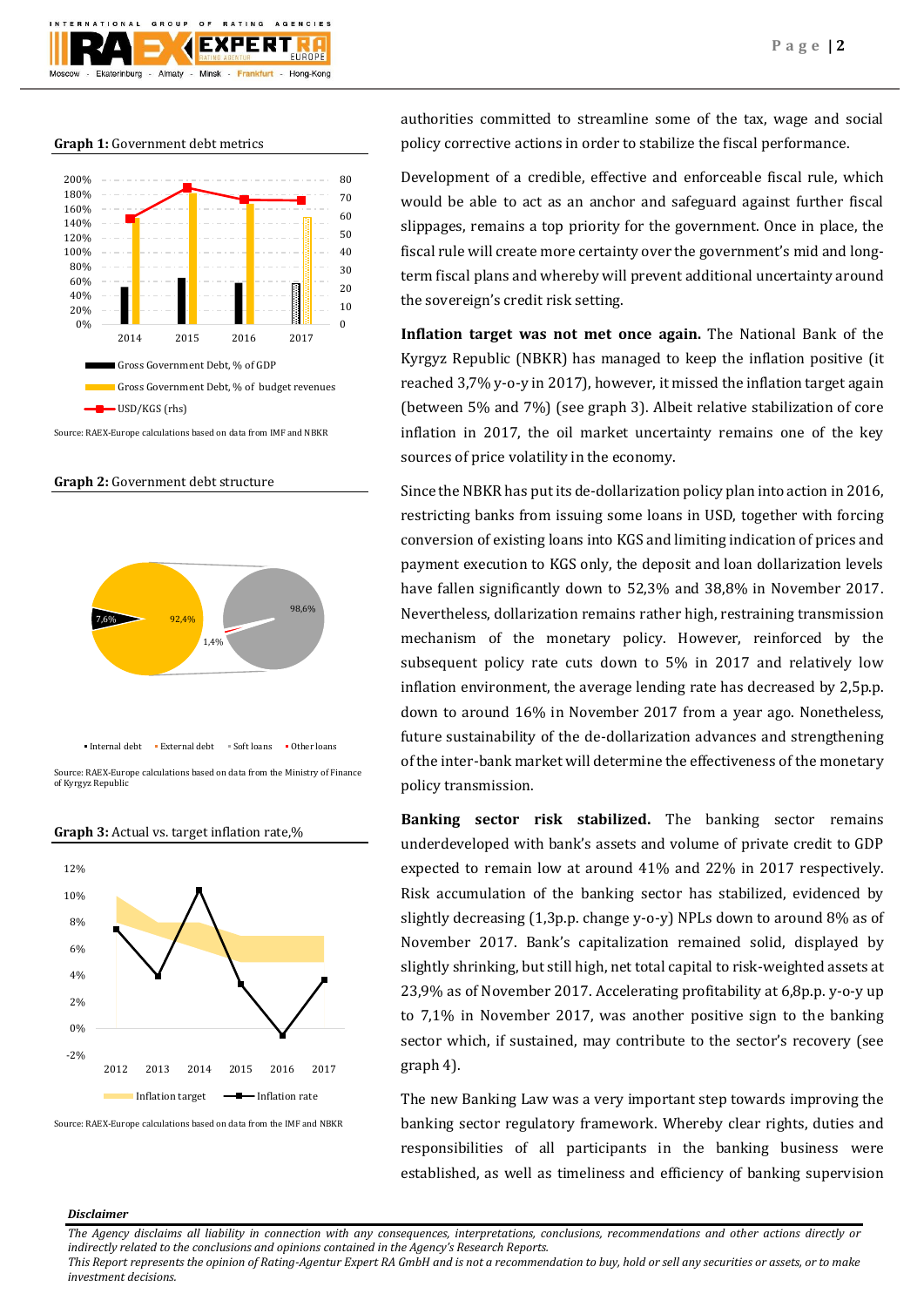**Graph 1:** Government debt metrics

Source: RAEX-Europe calculations based on data from IMF and NBKR

**Graph 2:** Government debt structure

Source: RAEX-Europe calculations based on data from the Ministry of Finance of Kyrgyz Republic

**Graph 3:** Actual vs. target inflation rate,%

Source: RAEX-Europe calculations based on data from the IMF and NBKR

authorities committed to streamline some of the tax, wage and social policy corrective actions in order to stabilize the fiscal performance.

Development of a credible, effective and enforceable fiscal rule, which would be able to act as an anchor and safeguard against further fiscal slippages, remains a top priority for the government. Once in place, the fiscal rule will create more certainty over the government's mid and long-term fiscal plans and whereby will prevent additional uncertainty around the sovereign's credit risk setting.

**Inflation target was not met once again.** The National Bank of the Kyrgyz Republic (NBKR) has managed to keep the inflation positive (it reached 3,7% y-o-y in 2017), however, it missed the inflation target again (between 5% and 7%) (see graph 3). Albeit relative stabilization of core inflation in 2017, the oil market uncertainty remains one of the key sources of price volatility in the economy.

Since the NBKR has put its de-dollarization policy plan into action in 2016, restricting banks from issuing some loans in USD, together with forcing conversion of existing loans into KGS and limiting indication of prices and payment execution to KGS only, the deposit and loan dollarization levels have fallen significantly down to 52,3% and 38,8% in November 2017. Nevertheless, dollarization remains rather high, restraining transmission mechanism of the monetary policy. However, reinforced by the subsequent policy rate cuts down to 5% in 2017 and relatively low inflation environment, the average lending rate has decreased by 2,5p.p. down to around 16% in November 2017 from a year ago. Nonetheless, future sustainability of the de-dollarization advances and strengthening of the inter-bank market will determine the effectiveness of the monetary policy transmission.

**Banking sector risk stabilized.** The banking sector remains underdeveloped with bank's assets and volume of private credit to GDP expected to remain low at around 41% and 22% in 2017 respectively. Risk accumulation of the banking sector has stabilized, evidenced by slightly decreasing (1,3p.p. change y-o-y) NPLs down to around 8% as of November 2017. Bank's capitalization remained solid, displayed by slightly shrinking, but still high, net total capital to risk-weighted assets at 23,9% as of November 2017. Accelerating profitability at 6,8p.p. y-o-y up to 7,1% in November 2017, was another positive sign to the banking sector which, if sustained, may contribute to the sector's recovery (see graph 4).

The new Banking Law was a very important step towards improving the banking sector regulatory framework. Whereby clear rights, duties and responsibilities of all participants in the banking business were established, as well as timeliness and efficiency of banking supervision

*Disclaimer*

*The Agency disclaims all liability in connection with any consequences, interpretations, conclusions, recommendations and other actions directly or indirectly related to the conclusions and opinions contained in the Agency's Research Reports.*
*This Report represents the opinion of Rating-Agentur Expert RA GmbH and is not a recommendation to buy, hold or sell any securities or assets, or to make investment decisions.*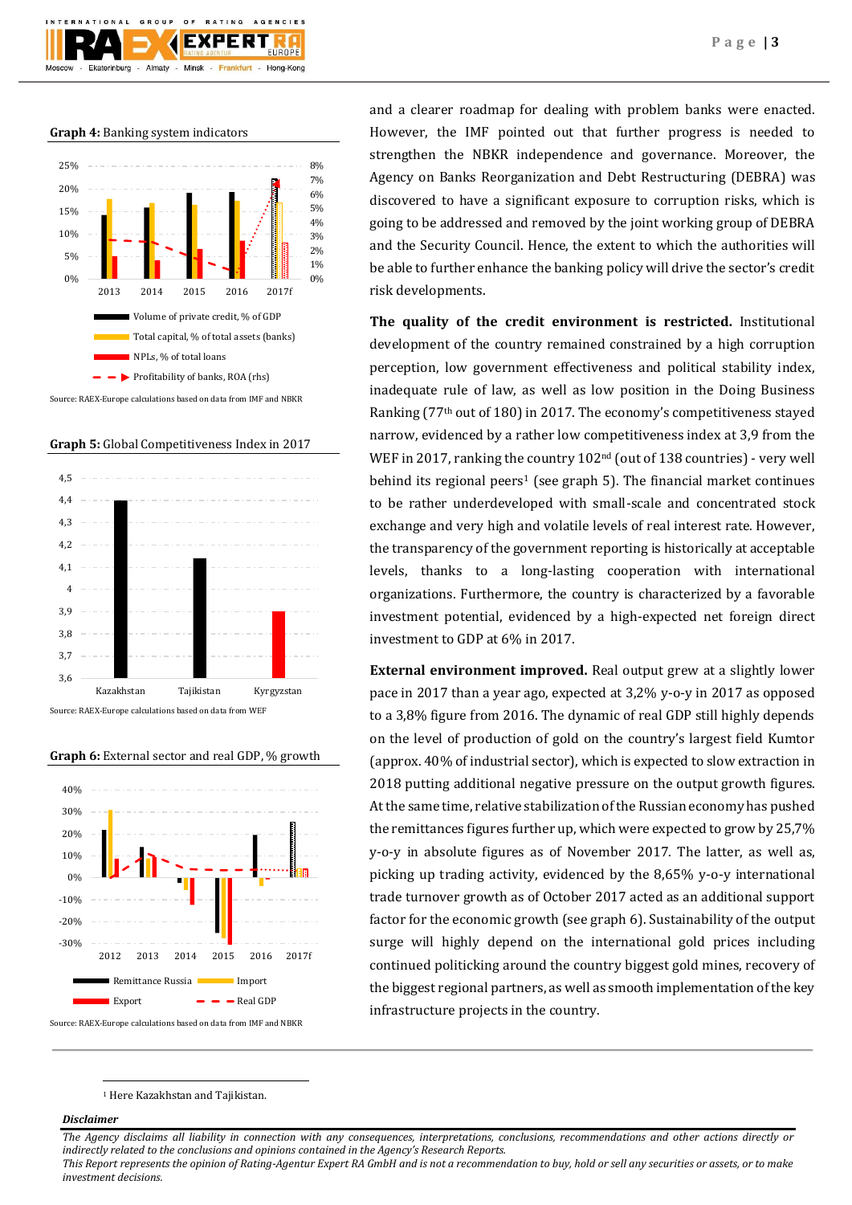**Graph 4:** Banking system indicators

Source: RAEX-Europe calculations based on data from IMF and NBKR

**Graph 5:** Global Competitiveness Index in 2017

Source: RAEX-Europe calculations based on data from WEF

**Graph 6:** External sector and real GDP, % growth

Source: RAEX-Europe calculations based on data from IMF and NBKR

and a clearer roadmap for dealing with problem banks were enacted. However, the IMF pointed out that further progress is needed to strengthen the NBKR independence and governance. Moreover, the Agency on Banks Reorganization and Debt Restructuring (DEBRA) was discovered to have a significant exposure to corruption risks, which is going to be addressed and removed by the joint working group of DEBRA and the Security Council. Hence, the extent to which the authorities will be able to further enhance the banking policy will drive the sector's credit risk developments.

**The quality of the credit environment is restricted.** Institutional development of the country remained constrained by a high corruption perception, low government effectiveness and political stability index, inadequate rule of law, as well as low position in the Doing Business Ranking (77th out of 180) in 2017. The economy's competitiveness stayed narrow, evidenced by a rather low competitiveness index at 3,9 from the WEF in 2017, ranking the country 102nd (out of 138 countries) - very well behind its regional peers[1] (see graph 5). The financial market continues to be rather underdeveloped with small-scale and concentrated stock exchange and very high and volatile levels of real interest rate. However, the transparency of the government reporting is historically at acceptable levels, thanks to a long-lasting cooperation with international organizations. Furthermore, the country is characterized by a favorable investment potential, evidenced by a high-expected net foreign direct investment to GDP at 6% in 2017.

**External environment improved.** Real output grew at a slightly lower pace in 2017 than a year ago, expected at 3,2% y-o-y in 2017 as opposed to a 3,8% figure from 2016. The dynamic of real GDP still highly depends on the level of production of gold on the country's largest field Kumtor (approx. 40% of industrial sector), which is expected to slow extraction in 2018 putting additional negative pressure on the output growth figures. At the same time, relative stabilization of the Russian economy has pushed the remittances figures further up, which were expected to grow by 25,7% y-o-y in absolute figures as of November 2017. The latter, as well as, picking up trading activity, evidenced by the 8,65% y-o-y international trade turnover growth as of October 2017 acted as an additional support factor for the economic growth (see graph 6). Sustainability of the output surge will highly depend on the international gold prices including continued politicking around the country biggest gold mines, recovery of the biggest regional partners, as well as smooth implementation of the key infrastructure projects in the country.

[1] Here Kazakhstan and Tajikistan.

***Disclaimer***

*The Agency disclaims all liability in connection with any consequences, interpretations, conclusions, recommendations and other actions directly or indirectly related to the conclusions and opinions contained in the Agency's Research Reports.*
*This Report represents the opinion of Rating-Agentur Expert RA GmbH and is not a recommendation to buy, hold or sell any securities or assets, or to make investment decisions.*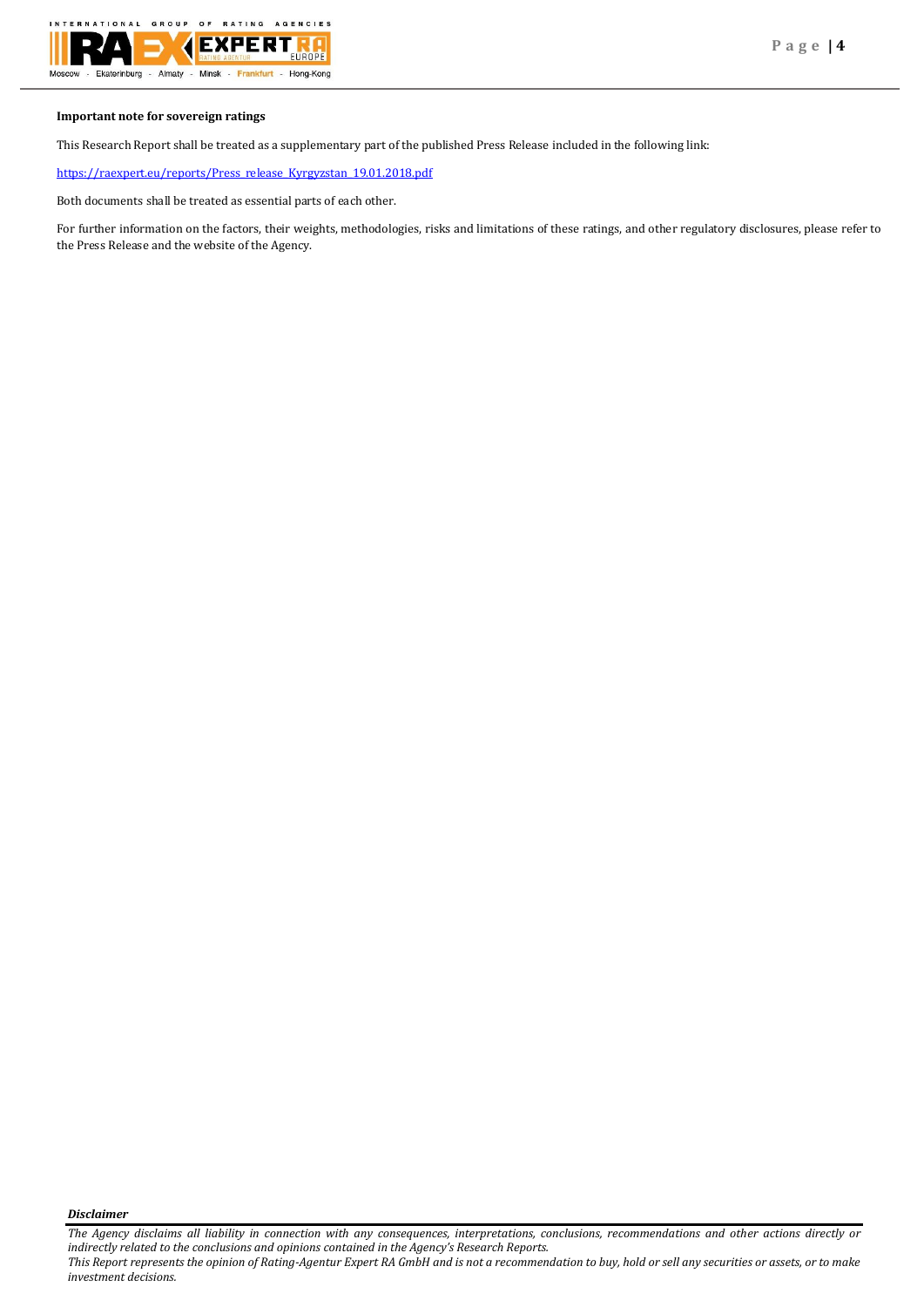**Important note for sovereign ratings**

This Research Report shall be treated as a supplementary part of the published Press Release included in the following link:

[https://raexpert.eu/reports/Press_release_Kyrgyzstan_19.01.2018.pdf](https://raexpert.eu/reports/Press_release_Kyrgyzstan_19.01.2018.pdf)

Both documents shall be treated as essential parts of each other.

For further information on the factors, their weights, methodologies, risks and limitations of these ratings, and other regulatory disclosures, please refer to the Press Release and the website of the Agency.

***Disclaimer***

*The Agency disclaims all liability in connection with any consequences, interpretations, conclusions, recommendations and other actions directly or indirectly related to the conclusions and opinions contained in the Agency's Research Reports.*

*This Report represents the opinion of Rating-Agentur Expert RA GmbH and is not a recommendation to buy, hold or sell any securities or assets, or to make investment decisions.*